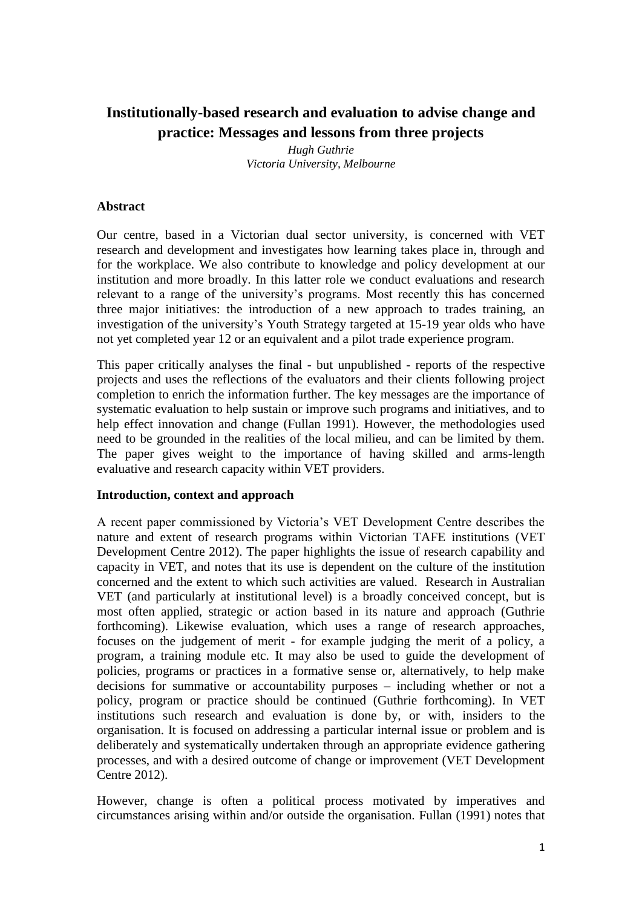# Institutionally-based research and evaluation to advise change and practice: Messages and lessons from three projects

*Hugh Guthrie*
*Victoria University, Melbourne*

## Abstract

Our centre, based in a Victorian dual sector university, is concerned with VET research and development and investigates how learning takes place in, through and for the workplace. We also contribute to knowledge and policy development at our institution and more broadly. In this latter role we conduct evaluations and research relevant to a range of the university's programs. Most recently this has concerned three major initiatives: the introduction of a new approach to trades training, an investigation of the university's Youth Strategy targeted at 15-19 year olds who have not yet completed year 12 or an equivalent and a pilot trade experience program.

This paper critically analyses the final - but unpublished - reports of the respective projects and uses the reflections of the evaluators and their clients following project completion to enrich the information further. The key messages are the importance of systematic evaluation to help sustain or improve such programs and initiatives, and to help effect innovation and change (Fullan 1991). However, the methodologies used need to be grounded in the realities of the local milieu, and can be limited by them. The paper gives weight to the importance of having skilled and arms-length evaluative and research capacity within VET providers.

## Introduction, context and approach

A recent paper commissioned by Victoria's VET Development Centre describes the nature and extent of research programs within Victorian TAFE institutions (VET Development Centre 2012). The paper highlights the issue of research capability and capacity in VET, and notes that its use is dependent on the culture of the institution concerned and the extent to which such activities are valued. Research in Australian VET (and particularly at institutional level) is a broadly conceived concept, but is most often applied, strategic or action based in its nature and approach (Guthrie forthcoming). Likewise evaluation, which uses a range of research approaches, focuses on the judgement of merit - for example judging the merit of a policy, a program, a training module etc. It may also be used to guide the development of policies, programs or practices in a formative sense or, alternatively, to help make decisions for summative or accountability purposes – including whether or not a policy, program or practice should be continued (Guthrie forthcoming). In VET institutions such research and evaluation is done by, or with, insiders to the organisation. It is focused on addressing a particular internal issue or problem and is deliberately and systematically undertaken through an appropriate evidence gathering processes, and with a desired outcome of change or improvement (VET Development Centre 2012).

However, change is often a political process motivated by imperatives and circumstances arising within and/or outside the organisation. Fullan (1991) notes that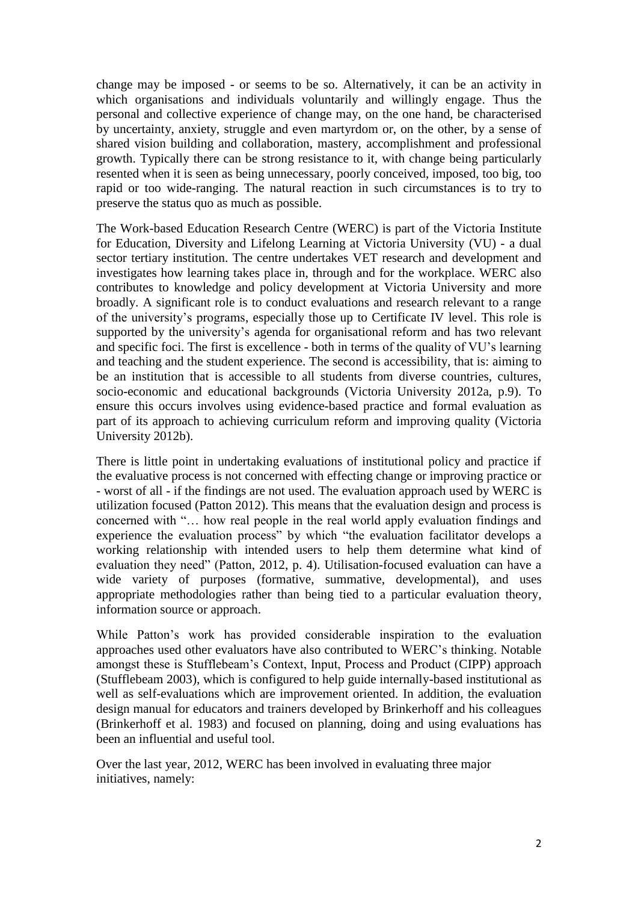change may be imposed - or seems to be so. Alternatively, it can be an activity in which organisations and individuals voluntarily and willingly engage. Thus the personal and collective experience of change may, on the one hand, be characterised by uncertainty, anxiety, struggle and even martyrdom or, on the other, by a sense of shared vision building and collaboration, mastery, accomplishment and professional growth. Typically there can be strong resistance to it, with change being particularly resented when it is seen as being unnecessary, poorly conceived, imposed, too big, too rapid or too wide-ranging. The natural reaction in such circumstances is to try to preserve the status quo as much as possible.

The Work-based Education Research Centre (WERC) is part of the Victoria Institute for Education, Diversity and Lifelong Learning at Victoria University (VU) - a dual sector tertiary institution. The centre undertakes VET research and development and investigates how learning takes place in, through and for the workplace. WERC also contributes to knowledge and policy development at Victoria University and more broadly. A significant role is to conduct evaluations and research relevant to a range of the university's programs, especially those up to Certificate IV level. This role is supported by the university's agenda for organisational reform and has two relevant and specific foci. The first is excellence - both in terms of the quality of VU's learning and teaching and the student experience. The second is accessibility, that is: aiming to be an institution that is accessible to all students from diverse countries, cultures, socio-economic and educational backgrounds (Victoria University 2012a, p.9). To ensure this occurs involves using evidence-based practice and formal evaluation as part of its approach to achieving curriculum reform and improving quality (Victoria University 2012b).

There is little point in undertaking evaluations of institutional policy and practice if the evaluative process is not concerned with effecting change or improving practice or - worst of all - if the findings are not used. The evaluation approach used by WERC is utilization focused (Patton 2012). This means that the evaluation design and process is concerned with "… how real people in the real world apply evaluation findings and experience the evaluation process" by which "the evaluation facilitator develops a working relationship with intended users to help them determine what kind of evaluation they need" (Patton, 2012, p. 4). Utilisation-focused evaluation can have a wide variety of purposes (formative, summative, developmental), and uses appropriate methodologies rather than being tied to a particular evaluation theory, information source or approach.

While Patton's work has provided considerable inspiration to the evaluation approaches used other evaluators have also contributed to WERC's thinking. Notable amongst these is Stufflebeam's Context, Input, Process and Product (CIPP) approach (Stufflebeam 2003), which is configured to help guide internally-based institutional as well as self-evaluations which are improvement oriented. In addition, the evaluation design manual for educators and trainers developed by Brinkerhoff and his colleagues (Brinkerhoff et al. 1983) and focused on planning, doing and using evaluations has been an influential and useful tool.

Over the last year, 2012, WERC has been involved in evaluating three major initiatives, namely: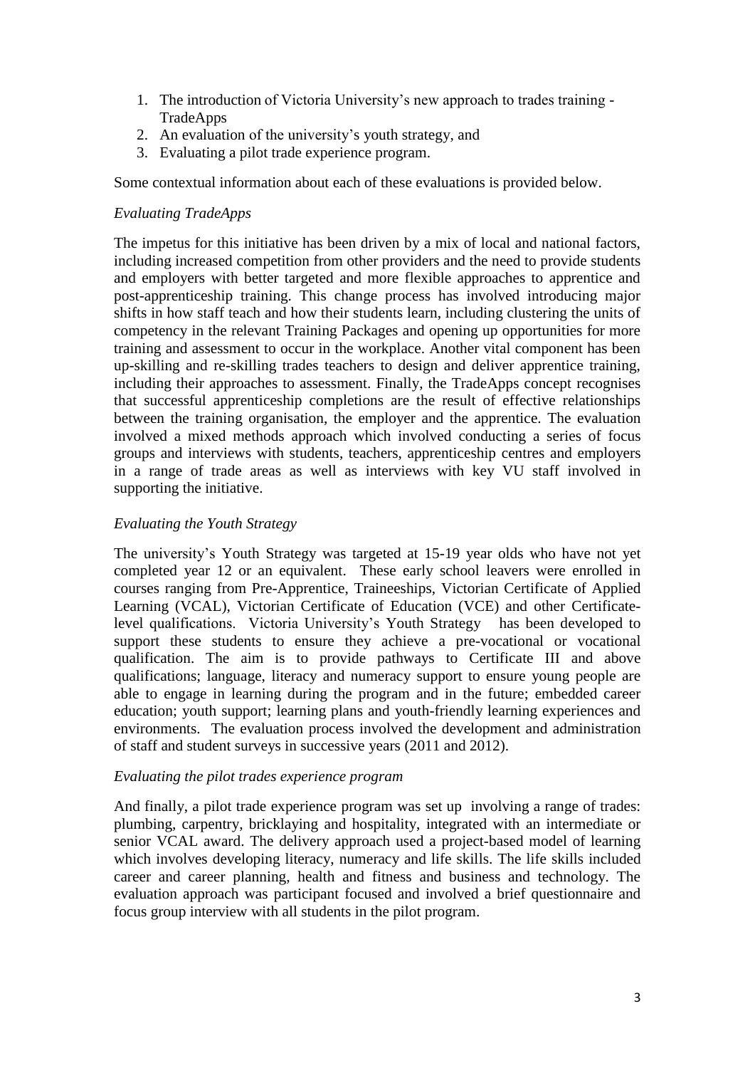1. The introduction of Victoria University's new approach to trades training - TradeApps
2. An evaluation of the university's youth strategy, and
3. Evaluating a pilot trade experience program.

Some contextual information about each of these evaluations is provided below.

*Evaluating TradeApps*

The impetus for this initiative has been driven by a mix of local and national factors, including increased competition from other providers and the need to provide students and employers with better targeted and more flexible approaches to apprentice and post-apprenticeship training. This change process has involved introducing major shifts in how staff teach and how their students learn, including clustering the units of competency in the relevant Training Packages and opening up opportunities for more training and assessment to occur in the workplace. Another vital component has been up-skilling and re-skilling trades teachers to design and deliver apprentice training, including their approaches to assessment. Finally, the TradeApps concept recognises that successful apprenticeship completions are the result of effective relationships between the training organisation, the employer and the apprentice. The evaluation involved a mixed methods approach which involved conducting a series of focus groups and interviews with students, teachers, apprenticeship centres and employers in a range of trade areas as well as interviews with key VU staff involved in supporting the initiative.

*Evaluating the Youth Strategy*

The university's Youth Strategy was targeted at 15-19 year olds who have not yet completed year 12 or an equivalent. These early school leavers were enrolled in courses ranging from Pre-Apprentice, Traineeships, Victorian Certificate of Applied Learning (VCAL), Victorian Certificate of Education (VCE) and other Certificate-level qualifications. Victoria University's Youth Strategy has been developed to support these students to ensure they achieve a pre-vocational or vocational qualification. The aim is to provide pathways to Certificate III and above qualifications; language, literacy and numeracy support to ensure young people are able to engage in learning during the program and in the future; embedded career education; youth support; learning plans and youth-friendly learning experiences and environments. The evaluation process involved the development and administration of staff and student surveys in successive years (2011 and 2012).

*Evaluating the pilot trades experience program*

And finally, a pilot trade experience program was set up involving a range of trades: plumbing, carpentry, bricklaying and hospitality, integrated with an intermediate or senior VCAL award. The delivery approach used a project-based model of learning which involves developing literacy, numeracy and life skills. The life skills included career and career planning, health and fitness and business and technology. The evaluation approach was participant focused and involved a brief questionnaire and focus group interview with all students in the pilot program.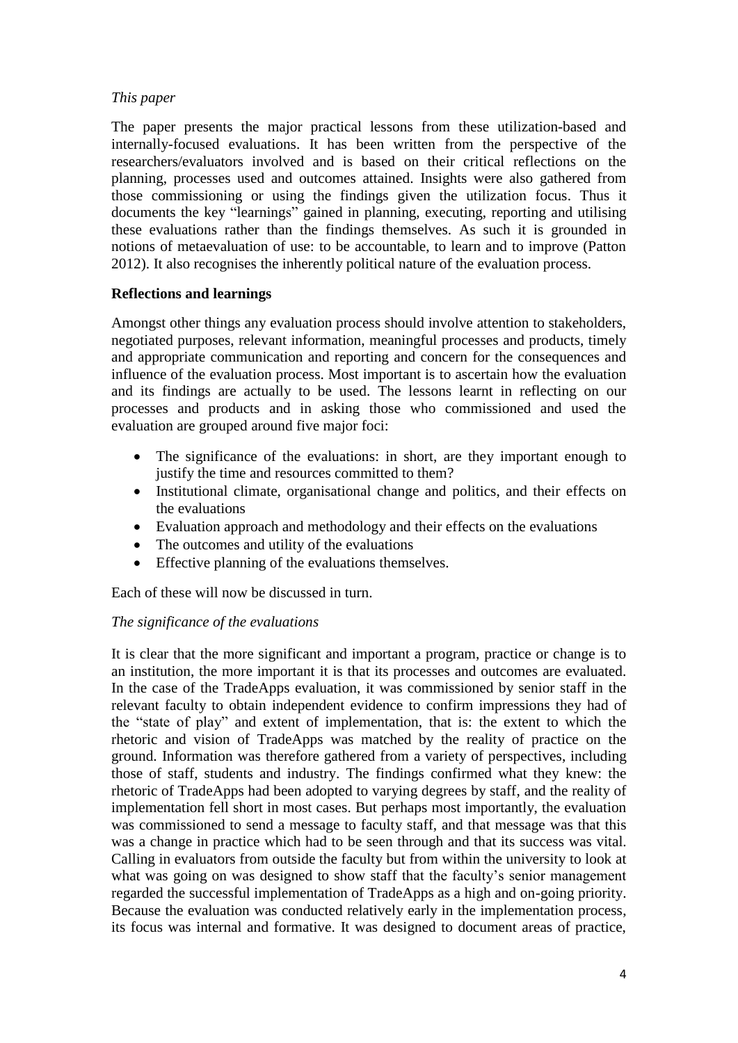*This paper*

The paper presents the major practical lessons from these utilization-based and internally-focused evaluations. It has been written from the perspective of the researchers/evaluators involved and is based on their critical reflections on the planning, processes used and outcomes attained. Insights were also gathered from those commissioning or using the findings given the utilization focus. Thus it documents the key "learnings" gained in planning, executing, reporting and utilising these evaluations rather than the findings themselves. As such it is grounded in notions of metaevaluation of use: to be accountable, to learn and to improve (Patton 2012). It also recognises the inherently political nature of the evaluation process.

**Reflections and learnings**

Amongst other things any evaluation process should involve attention to stakeholders, negotiated purposes, relevant information, meaningful processes and products, timely and appropriate communication and reporting and concern for the consequences and influence of the evaluation process. Most important is to ascertain how the evaluation and its findings are actually to be used. The lessons learnt in reflecting on our processes and products and in asking those who commissioned and used the evaluation are grouped around five major foci:

- The significance of the evaluations: in short, are they important enough to justify the time and resources committed to them?
- Institutional climate, organisational change and politics, and their effects on the evaluations
- Evaluation approach and methodology and their effects on the evaluations
- The outcomes and utility of the evaluations
- Effective planning of the evaluations themselves.

Each of these will now be discussed in turn.

*The significance of the evaluations*

It is clear that the more significant and important a program, practice or change is to an institution, the more important it is that its processes and outcomes are evaluated. In the case of the TradeApps evaluation, it was commissioned by senior staff in the relevant faculty to obtain independent evidence to confirm impressions they had of the "state of play" and extent of implementation, that is: the extent to which the rhetoric and vision of TradeApps was matched by the reality of practice on the ground. Information was therefore gathered from a variety of perspectives, including those of staff, students and industry. The findings confirmed what they knew: the rhetoric of TradeApps had been adopted to varying degrees by staff, and the reality of implementation fell short in most cases. But perhaps most importantly, the evaluation was commissioned to send a message to faculty staff, and that message was that this was a change in practice which had to be seen through and that its success was vital. Calling in evaluators from outside the faculty but from within the university to look at what was going on was designed to show staff that the faculty's senior management regarded the successful implementation of TradeApps as a high and on-going priority. Because the evaluation was conducted relatively early in the implementation process, its focus was internal and formative. It was designed to document areas of practice,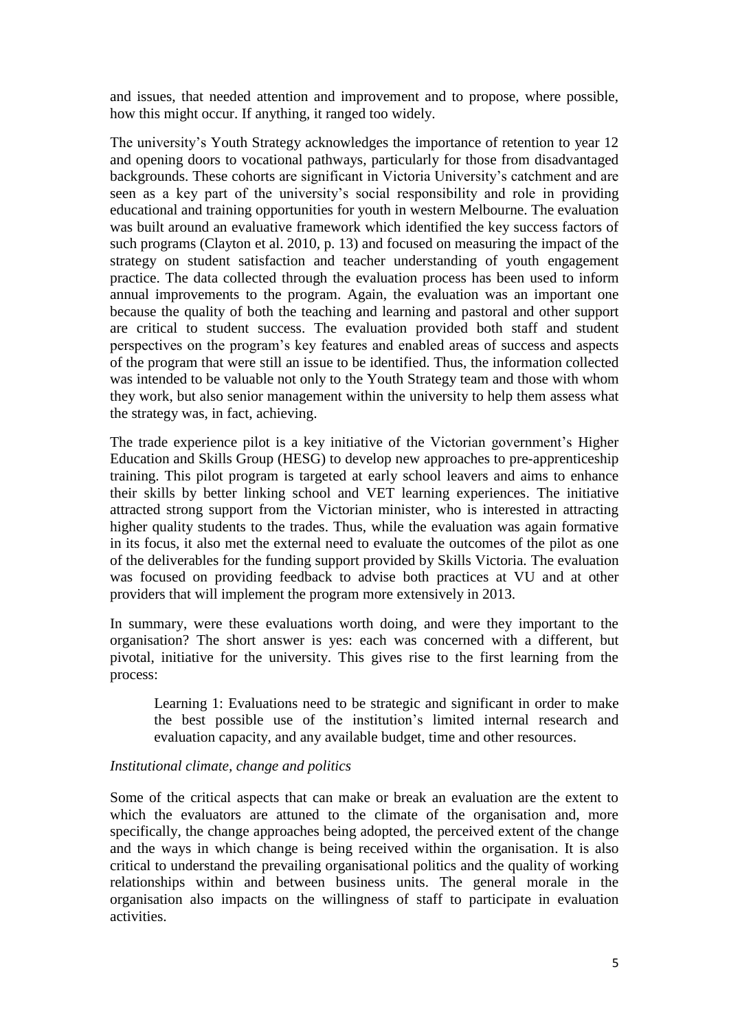and issues, that needed attention and improvement and to propose, where possible, how this might occur. If anything, it ranged too widely.

The university's Youth Strategy acknowledges the importance of retention to year 12 and opening doors to vocational pathways, particularly for those from disadvantaged backgrounds. These cohorts are significant in Victoria University's catchment and are seen as a key part of the university's social responsibility and role in providing educational and training opportunities for youth in western Melbourne. The evaluation was built around an evaluative framework which identified the key success factors of such programs (Clayton et al. 2010, p. 13) and focused on measuring the impact of the strategy on student satisfaction and teacher understanding of youth engagement practice. The data collected through the evaluation process has been used to inform annual improvements to the program. Again, the evaluation was an important one because the quality of both the teaching and learning and pastoral and other support are critical to student success. The evaluation provided both staff and student perspectives on the program's key features and enabled areas of success and aspects of the program that were still an issue to be identified. Thus, the information collected was intended to be valuable not only to the Youth Strategy team and those with whom they work, but also senior management within the university to help them assess what the strategy was, in fact, achieving.

The trade experience pilot is a key initiative of the Victorian government's Higher Education and Skills Group (HESG) to develop new approaches to pre-apprenticeship training. This pilot program is targeted at early school leavers and aims to enhance their skills by better linking school and VET learning experiences. The initiative attracted strong support from the Victorian minister, who is interested in attracting higher quality students to the trades. Thus, while the evaluation was again formative in its focus, it also met the external need to evaluate the outcomes of the pilot as one of the deliverables for the funding support provided by Skills Victoria. The evaluation was focused on providing feedback to advise both practices at VU and at other providers that will implement the program more extensively in 2013.

In summary, were these evaluations worth doing, and were they important to the organisation? The short answer is yes: each was concerned with a different, but pivotal, initiative for the university. This gives rise to the first learning from the process:

> Learning 1: Evaluations need to be strategic and significant in order to make the best possible use of the institution's limited internal research and evaluation capacity, and any available budget, time and other resources.

*Institutional climate, change and politics*

Some of the critical aspects that can make or break an evaluation are the extent to which the evaluators are attuned to the climate of the organisation and, more specifically, the change approaches being adopted, the perceived extent of the change and the ways in which change is being received within the organisation. It is also critical to understand the prevailing organisational politics and the quality of working relationships within and between business units. The general morale in the organisation also impacts on the willingness of staff to participate in evaluation activities.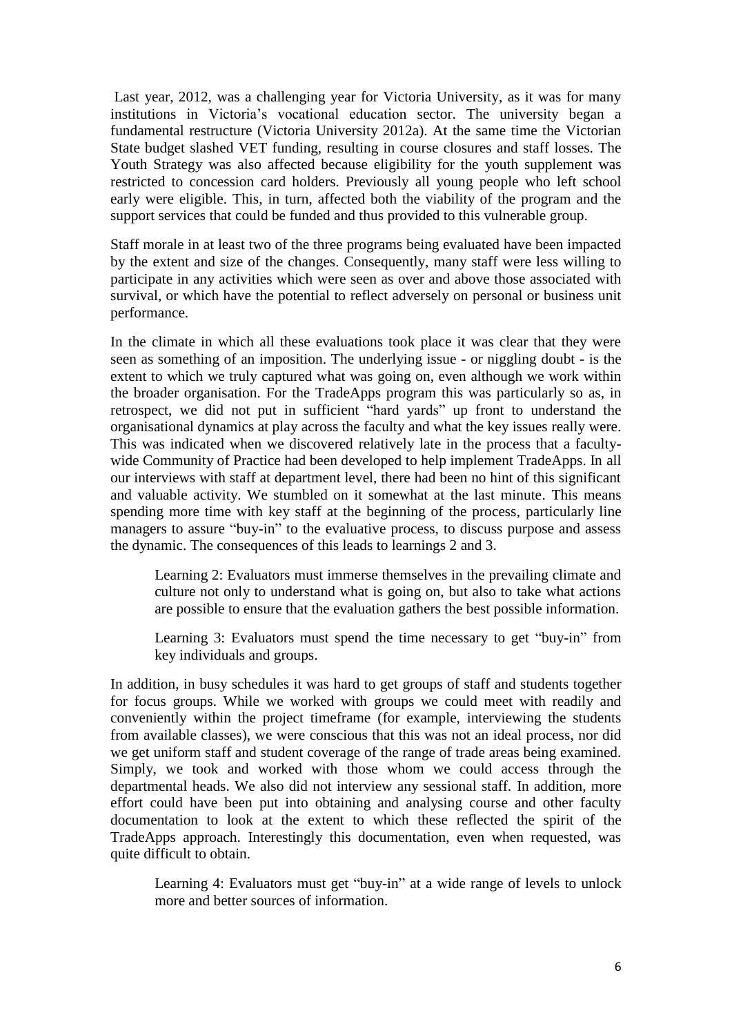Last year, 2012, was a challenging year for Victoria University, as it was for many institutions in Victoria's vocational education sector. The university began a fundamental restructure (Victoria University 2012a). At the same time the Victorian State budget slashed VET funding, resulting in course closures and staff losses. The Youth Strategy was also affected because eligibility for the youth supplement was restricted to concession card holders. Previously all young people who left school early were eligible. This, in turn, affected both the viability of the program and the support services that could be funded and thus provided to this vulnerable group.

Staff morale in at least two of the three programs being evaluated have been impacted by the extent and size of the changes. Consequently, many staff were less willing to participate in any activities which were seen as over and above those associated with survival, or which have the potential to reflect adversely on personal or business unit performance.

In the climate in which all these evaluations took place it was clear that they were seen as something of an imposition. The underlying issue - or niggling doubt - is the extent to which we truly captured what was going on, even although we work within the broader organisation. For the TradeApps program this was particularly so as, in retrospect, we did not put in sufficient "hard yards" up front to understand the organisational dynamics at play across the faculty and what the key issues really were. This was indicated when we discovered relatively late in the process that a faculty-wide Community of Practice had been developed to help implement TradeApps. In all our interviews with staff at department level, there had been no hint of this significant and valuable activity. We stumbled on it somewhat at the last minute. This means spending more time with key staff at the beginning of the process, particularly line managers to assure "buy-in" to the evaluative process, to discuss purpose and assess the dynamic. The consequences of this leads to learnings 2 and 3.

> Learning 2: Evaluators must immerse themselves in the prevailing climate and culture not only to understand what is going on, but also to take what actions are possible to ensure that the evaluation gathers the best possible information.

> Learning 3: Evaluators must spend the time necessary to get "buy-in" from key individuals and groups.

In addition, in busy schedules it was hard to get groups of staff and students together for focus groups. While we worked with groups we could meet with readily and conveniently within the project timeframe (for example, interviewing the students from available classes), we were conscious that this was not an ideal process, nor did we get uniform staff and student coverage of the range of trade areas being examined. Simply, we took and worked with those whom we could access through the departmental heads. We also did not interview any sessional staff. In addition, more effort could have been put into obtaining and analysing course and other faculty documentation to look at the extent to which these reflected the spirit of the TradeApps approach. Interestingly this documentation, even when requested, was quite difficult to obtain.

> Learning 4: Evaluators must get "buy-in" at a wide range of levels to unlock more and better sources of information.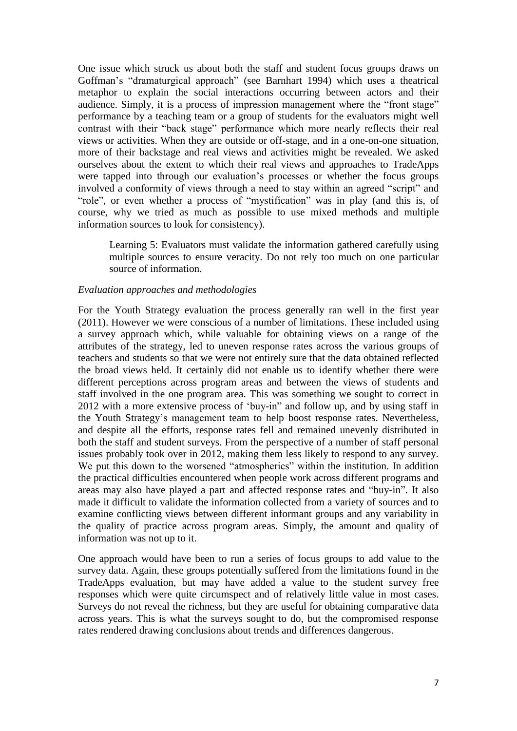One issue which struck us about both the staff and student focus groups draws on Goffman's "dramaturgical approach" (see Barnhart 1994) which uses a theatrical metaphor to explain the social interactions occurring between actors and their audience. Simply, it is a process of impression management where the "front stage" performance by a teaching team or a group of students for the evaluators might well contrast with their "back stage" performance which more nearly reflects their real views or activities. When they are outside or off-stage, and in a one-on-one situation, more of their backstage and real views and activities might be revealed. We asked ourselves about the extent to which their real views and approaches to TradeApps were tapped into through our evaluation's processes or whether the focus groups involved a conformity of views through a need to stay within an agreed "script" and "role", or even whether a process of "mystification" was in play (and this is, of course, why we tried as much as possible to use mixed methods and multiple information sources to look for consistency).

> Learning 5: Evaluators must validate the information gathered carefully using multiple sources to ensure veracity. Do not rely too much on one particular source of information.

*Evaluation approaches and methodologies*

For the Youth Strategy evaluation the process generally ran well in the first year (2011). However we were conscious of a number of limitations. These included using a survey approach which, while valuable for obtaining views on a range of the attributes of the strategy, led to uneven response rates across the various groups of teachers and students so that we were not entirely sure that the data obtained reflected the broad views held. It certainly did not enable us to identify whether there were different perceptions across program areas and between the views of students and staff involved in the one program area. This was something we sought to correct in 2012 with a more extensive process of 'buy-in" and follow up, and by using staff in the Youth Strategy's management team to help boost response rates. Nevertheless, and despite all the efforts, response rates fell and remained unevenly distributed in both the staff and student surveys. From the perspective of a number of staff personal issues probably took over in 2012, making them less likely to respond to any survey. We put this down to the worsened "atmospherics" within the institution. In addition the practical difficulties encountered when people work across different programs and areas may also have played a part and affected response rates and "buy-in". It also made it difficult to validate the information collected from a variety of sources and to examine conflicting views between different informant groups and any variability in the quality of practice across program areas. Simply, the amount and quality of information was not up to it.

One approach would have been to run a series of focus groups to add value to the survey data. Again, these groups potentially suffered from the limitations found in the TradeApps evaluation, but may have added a value to the student survey free responses which were quite circumspect and of relatively little value in most cases. Surveys do not reveal the richness, but they are useful for obtaining comparative data across years. This is what the surveys sought to do, but the compromised response rates rendered drawing conclusions about trends and differences dangerous.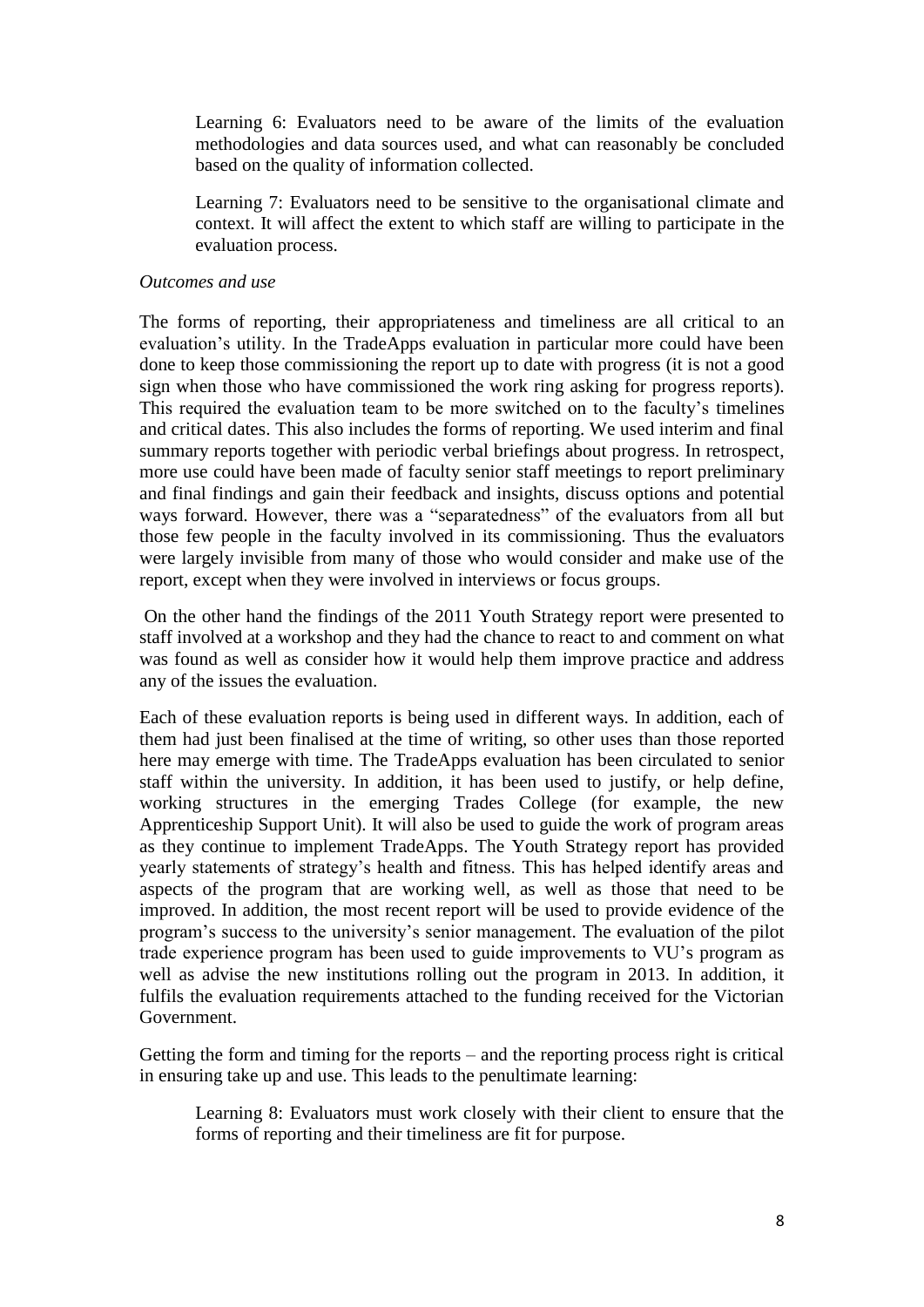> Learning 6: Evaluators need to be aware of the limits of the evaluation methodologies and data sources used, and what can reasonably be concluded based on the quality of information collected.

> Learning 7: Evaluators need to be sensitive to the organisational climate and context. It will affect the extent to which staff are willing to participate in the evaluation process.

*Outcomes and use*

The forms of reporting, their appropriateness and timeliness are all critical to an evaluation's utility. In the TradeApps evaluation in particular more could have been done to keep those commissioning the report up to date with progress (it is not a good sign when those who have commissioned the work ring asking for progress reports). This required the evaluation team to be more switched on to the faculty's timelines and critical dates. This also includes the forms of reporting. We used interim and final summary reports together with periodic verbal briefings about progress. In retrospect, more use could have been made of faculty senior staff meetings to report preliminary and final findings and gain their feedback and insights, discuss options and potential ways forward. However, there was a "separatedness" of the evaluators from all but those few people in the faculty involved in its commissioning. Thus the evaluators were largely invisible from many of those who would consider and make use of the report, except when they were involved in interviews or focus groups.

On the other hand the findings of the 2011 Youth Strategy report were presented to staff involved at a workshop and they had the chance to react to and comment on what was found as well as consider how it would help them improve practice and address any of the issues the evaluation.

Each of these evaluation reports is being used in different ways. In addition, each of them had just been finalised at the time of writing, so other uses than those reported here may emerge with time. The TradeApps evaluation has been circulated to senior staff within the university. In addition, it has been used to justify, or help define, working structures in the emerging Trades College (for example, the new Apprenticeship Support Unit). It will also be used to guide the work of program areas as they continue to implement TradeApps. The Youth Strategy report has provided yearly statements of strategy's health and fitness. This has helped identify areas and aspects of the program that are working well, as well as those that need to be improved. In addition, the most recent report will be used to provide evidence of the program's success to the university's senior management. The evaluation of the pilot trade experience program has been used to guide improvements to VU's program as well as advise the new institutions rolling out the program in 2013. In addition, it fulfils the evaluation requirements attached to the funding received for the Victorian Government.

Getting the form and timing for the reports – and the reporting process right is critical in ensuring take up and use. This leads to the penultimate learning:

> Learning 8: Evaluators must work closely with their client to ensure that the forms of reporting and their timeliness are fit for purpose.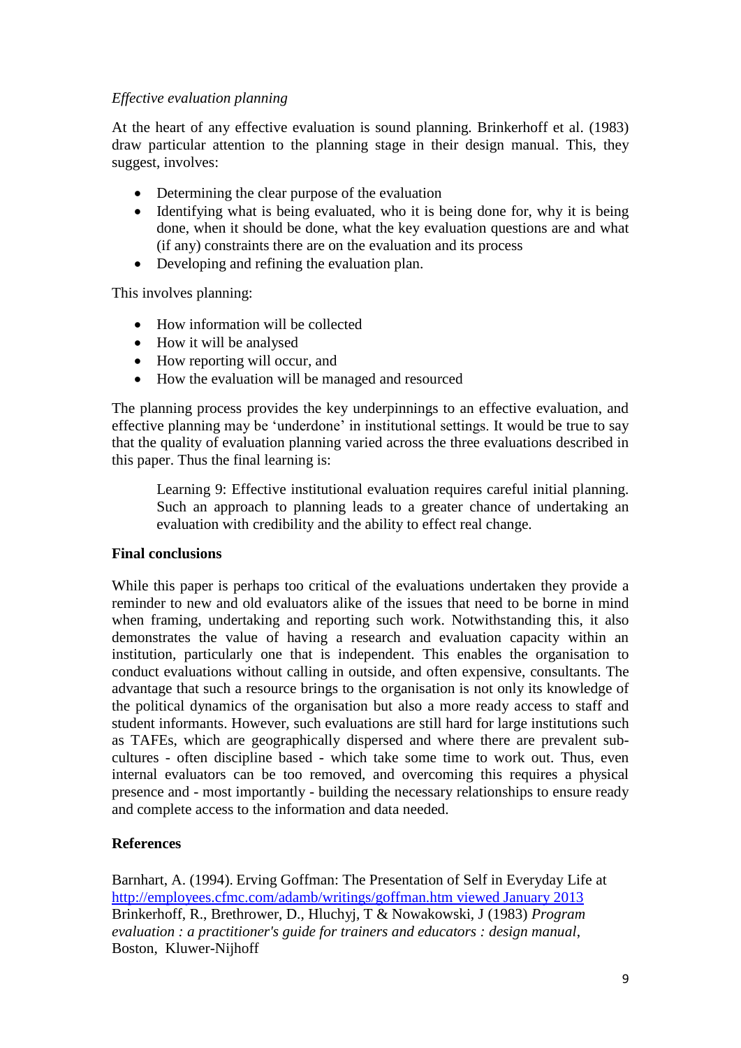*Effective evaluation planning*

At the heart of any effective evaluation is sound planning. Brinkerhoff et al. (1983) draw particular attention to the planning stage in their design manual. This, they suggest, involves:

- Determining the clear purpose of the evaluation
- Identifying what is being evaluated, who it is being done for, why it is being done, when it should be done, what the key evaluation questions are and what (if any) constraints there are on the evaluation and its process
- Developing and refining the evaluation plan.

This involves planning:

- How information will be collected
- How it will be analysed
- How reporting will occur, and
- How the evaluation will be managed and resourced

The planning process provides the key underpinnings to an effective evaluation, and effective planning may be 'underdone' in institutional settings. It would be true to say that the quality of evaluation planning varied across the three evaluations described in this paper. Thus the final learning is:

> Learning 9: Effective institutional evaluation requires careful initial planning. Such an approach to planning leads to a greater chance of undertaking an evaluation with credibility and the ability to effect real change.

**Final conclusions**

While this paper is perhaps too critical of the evaluations undertaken they provide a reminder to new and old evaluators alike of the issues that need to be borne in mind when framing, undertaking and reporting such work. Notwithstanding this, it also demonstrates the value of having a research and evaluation capacity within an institution, particularly one that is independent. This enables the organisation to conduct evaluations without calling in outside, and often expensive, consultants. The advantage that such a resource brings to the organisation is not only its knowledge of the political dynamics of the organisation but also a more ready access to staff and student informants. However, such evaluations are still hard for large institutions such as TAFEs, which are geographically dispersed and where there are prevalent sub-cultures - often discipline based - which take some time to work out. Thus, even internal evaluators can be too removed, and overcoming this requires a physical presence and - most importantly - building the necessary relationships to ensure ready and complete access to the information and data needed.

**References**

Barnhart, A. (1994). Erving Goffman: The Presentation of Self in Everyday Life at http://employees.cfmc.com/adamb/writings/goffman.htm viewed January 2013

Brinkerhoff, R., Brethrower, D., Hluchyj, T & Nowakowski, J (1983) *Program evaluation : a practitioner's guide for trainers and educators : design manual*, Boston, Kluwer-Nijhoff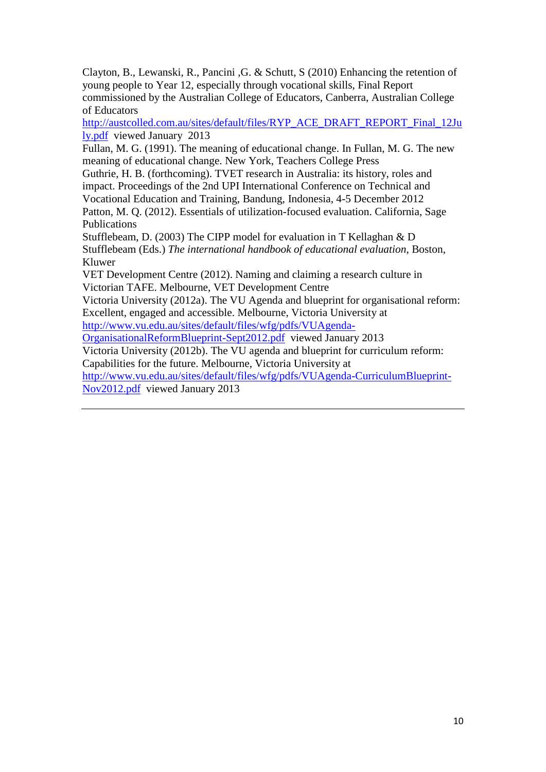Clayton, B., Lewanski, R., Pancini ,G. & Schutt, S (2010) Enhancing the retention of young people to Year 12, especially through vocational skills, Final Report commissioned by the Australian College of Educators, Canberra, Australian College of Educators
http://austcolled.com.au/sites/default/files/RYP_ACE_DRAFT_REPORT_Final_12July.pdf viewed January 2013

Fullan, M. G. (1991). The meaning of educational change. In Fullan, M. G. The new meaning of educational change. New York, Teachers College Press

Guthrie, H. B. (forthcoming). TVET research in Australia: its history, roles and impact. Proceedings of the 2nd UPI International Conference on Technical and Vocational Education and Training, Bandung, Indonesia, 4-5 December 2012

Patton, M. Q. (2012). Essentials of utilization-focused evaluation. California, Sage Publications

Stufflebeam, D. (2003) The CIPP model for evaluation in T Kellaghan & D Stufflebeam (Eds.) *The international handbook of educational evaluation*, Boston, Kluwer

VET Development Centre (2012). Naming and claiming a research culture in Victorian TAFE. Melbourne, VET Development Centre

Victoria University (2012a). The VU Agenda and blueprint for organisational reform: Excellent, engaged and accessible. Melbourne, Victoria University at
http://www.vu.edu.au/sites/default/files/wfg/pdfs/VUAgenda-OrganisationalReformBlueprint-Sept2012.pdf viewed January 2013

Victoria University (2012b). The VU agenda and blueprint for curriculum reform: Capabilities for the future. Melbourne, Victoria University at
http://www.vu.edu.au/sites/default/files/wfg/pdfs/VUAgenda-CurriculumBlueprint-Nov2012.pdf viewed January 2013